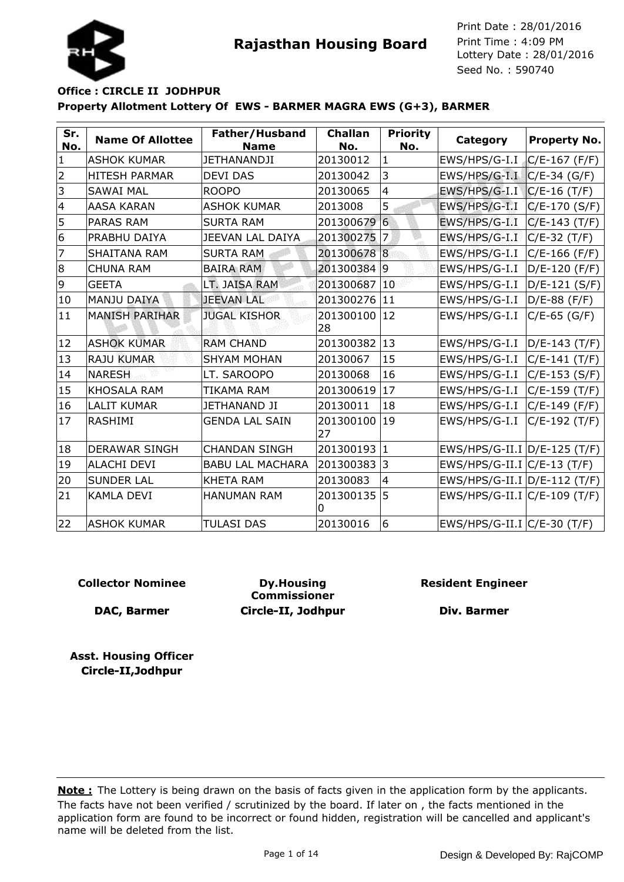# Rajasthan Housing Board

Print Date : 28/01/2016
Print Time : 4:09 PM
Lottery Date : 28/01/2016
Seed No. : 590740

**Office : CIRCLE II JODHPUR**

**Property Allotment Lottery Of EWS - BARMER MAGRA EWS (G+3), BARMER**

| Sr. No. | Name Of Allottee | Father/Husband Name | Challan No. | Priority No. | Category | Property No. |
|---|---|---|---|---|---|---|
| 1 | ASHOK KUMAR | JETHANANDJI | 20130012 | 1 | EWS/HPS/G-I.I | C/E-167 (F/F) |
| 2 | HITESH PARMAR | DEVI DAS | 20130042 | 3 | EWS/HPS/G-I.I | C/E-34 (G/F) |
| 3 | SAWAI MAL | ROOPO | 20130065 | 4 | EWS/HPS/G-I.I | C/E-16 (T/F) |
| 4 | AASA KARAN | ASHOK KUMAR | 2013008 | 5 | EWS/HPS/G-I.I | C/E-170 (S/F) |
| 5 | PARAS RAM | SURTA RAM | 201300679 | 6 | EWS/HPS/G-I.I | C/E-143 (T/F) |
| 6 | PRABHU DAIYA | JEEVAN LAL DAIYA | 201300275 | 7 | EWS/HPS/G-I.I | C/E-32 (T/F) |
| 7 | SHAITANA RAM | SURTA RAM | 201300678 | 8 | EWS/HPS/G-I.I | C/E-166 (F/F) |
| 8 | CHUNA RAM | BAIRA RAM | 201300384 | 9 | EWS/HPS/G-I.I | D/E-120 (F/F) |
| 9 | GEETA | LT. JAISA RAM | 201300687 | 10 | EWS/HPS/G-I.I | D/E-121 (S/F) |
| 10 | MANJU DAIYA | JEEVAN LAL | 201300276 | 11 | EWS/HPS/G-I.I | D/E-88 (F/F) |
| 11 | MANISH PARIHAR | JUGAL KISHOR | 20130010028 | 12 | EWS/HPS/G-I.I | C/E-65 (G/F) |
| 12 | ASHOK KUMAR | RAM CHAND | 201300382 | 13 | EWS/HPS/G-I.I | D/E-143 (T/F) |
| 13 | RAJU KUMAR | SHYAM MOHAN | 20130067 | 15 | EWS/HPS/G-I.I | C/E-141 (T/F) |
| 14 | NARESH | LT. SAROOPO | 20130068 | 16 | EWS/HPS/G-I.I | C/E-153 (S/F) |
| 15 | KHOSALA RAM | TIKAMA RAM | 201300619 | 17 | EWS/HPS/G-I.I | C/E-159 (T/F) |
| 16 | LALIT KUMAR | JETHANAND JI | 20130011 | 18 | EWS/HPS/G-I.I | C/E-149 (F/F) |
| 17 | RASHIMI | GENDA LAL SAIN | 20130010027 | 19 | EWS/HPS/G-I.I | C/E-192 (T/F) |
| 18 | DERAWAR SINGH | CHANDAN SINGH | 201300193 | 1 | EWS/HPS/G-II.I | D/E-125 (T/F) |
| 19 | ALACHI DEVI | BABU LAL MACHARA | 201300383 | 3 | EWS/HPS/G-II.I | C/E-13 (T/F) |
| 20 | SUNDER LAL | KHETA RAM | 20130083 | 4 | EWS/HPS/G-II.I | D/E-112 (T/F) |
| 21 | KAMLA DEVI | HANUMAN RAM | 2013001350 | 5 | EWS/HPS/G-II.I | C/E-109 (T/F) |
| 22 | ASHOK KUMAR | TULASI DAS | 20130016 | 6 | EWS/HPS/G-II.I | C/E-30 (T/F) |

**Collector Nominee**

**DAC, Barmer**

**Dy.Housing Commissioner**

**Circle-II, Jodhpur**

**Resident Engineer**

**Div. Barmer**

**Asst. Housing Officer**
**Circle-II,Jodhpur**

**Note :** The Lottery is being drawn on the basis of facts given in the application form by the applicants. The facts have not been verified / scrutinized by the board. If later on , the facts mentioned in the application form are found to be incorrect or found hidden, registration will be cancelled and applicant's name will be deleted from the list.

Design & Developed By: RajCOMP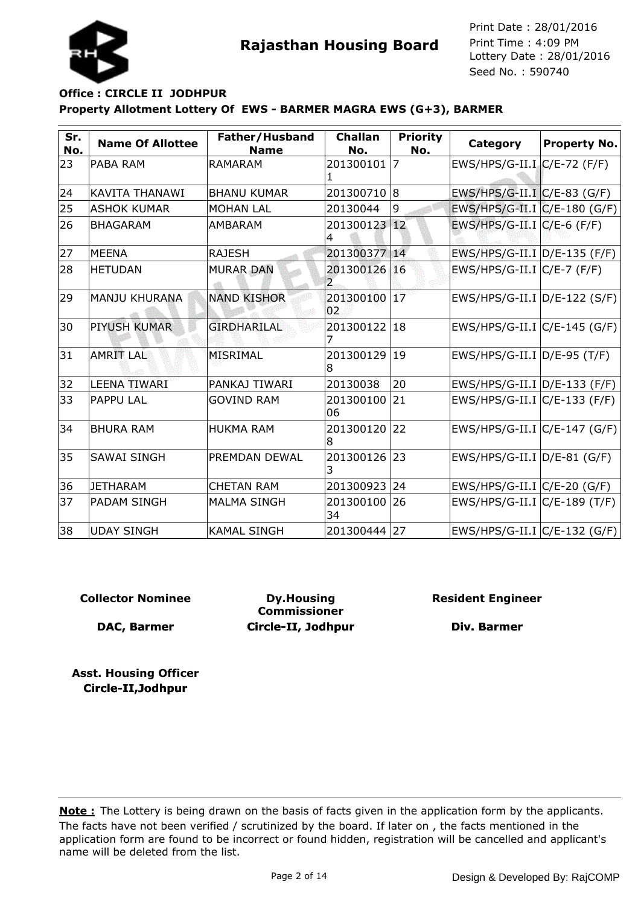# Rajasthan Housing Board

Print Date : 28/01/2016
Print Time : 4:09 PM
Lottery Date : 28/01/2016
Seed No. : 590740

**Office : CIRCLE II JODHPUR**

**Property Allotment Lottery Of EWS - BARMER MAGRA EWS (G+3), BARMER**

| Sr. No. | Name Of Allottee | Father/Husband Name | Challan No. | Priority No. | Category | Property No. |
|---|---|---|---|---|---|---|
| 23 | PABA RAM | RAMARAM | 2013001011 | 7 | EWS/HPS/G-II.I | C/E-72 (F/F) |
| 24 | KAVITA THANAWI | BHANU KUMAR | 201300710 | 8 | EWS/HPS/G-II.I | C/E-83 (G/F) |
| 25 | ASHOK KUMAR | MOHAN LAL | 20130044 | 9 | EWS/HPS/G-II.I | C/E-180 (G/F) |
| 26 | BHAGARAM | AMBARAM | 2013001234 | 12 | EWS/HPS/G-II.I | C/E-6 (F/F) |
| 27 | MEENA | RAJESH | 201300377 | 14 | EWS/HPS/G-II.I | D/E-135 (F/F) |
| 28 | HETUDAN | MURAR DAN | 2013001262 | 16 | EWS/HPS/G-II.I | C/E-7 (F/F) |
| 29 | MANJU KHURANA | NAND KISHOR | 20130010002 | 17 | EWS/HPS/G-II.I | D/E-122 (S/F) |
| 30 | PIYUSH KUMAR | GIRDHARILAL | 2013001227 | 18 | EWS/HPS/G-II.I | C/E-145 (G/F) |
| 31 | AMRIT LAL | MISRIMAL | 2013001298 | 19 | EWS/HPS/G-II.I | D/E-95 (T/F) |
| 32 | LEENA TIWARI | PANKAJ TIWARI | 20130038 | 20 | EWS/HPS/G-II.I | D/E-133 (F/F) |
| 33 | PAPPU LAL | GOVIND RAM | 20130010006 | 21 | EWS/HPS/G-II.I | C/E-133 (F/F) |
| 34 | BHURA RAM | HUKMA RAM | 2013001208 | 22 | EWS/HPS/G-II.I | C/E-147 (G/F) |
| 35 | SAWAI SINGH | PREMDAN DEWAL | 2013001263 | 23 | EWS/HPS/G-II.I | D/E-81 (G/F) |
| 36 | JETHARAM | CHETAN RAM | 201300923 | 24 | EWS/HPS/G-II.I | C/E-20 (G/F) |
| 37 | PADAM SINGH | MALMA SINGH | 20130010034 | 26 | EWS/HPS/G-II.I | C/E-189 (T/F) |
| 38 | UDAY SINGH | KAMAL SINGH | 201300444 | 27 | EWS/HPS/G-II.I | C/E-132 (G/F) |

**Collector Nominee**

**DAC, Barmer**

**Dy.Housing Commissioner**

**Circle-II, Jodhpur**

**Resident Engineer**

**Div. Barmer**

**Asst. Housing Officer**
**Circle-II,Jodhpur**

**Note :** The Lottery is being drawn on the basis of facts given in the application form by the applicants. The facts have not been verified / scrutinized by the board. If later on , the facts mentioned in the application form are found to be incorrect or found hidden, registration will be cancelled and applicant's name will be deleted from the list.

Design & Developed By: RajCOMP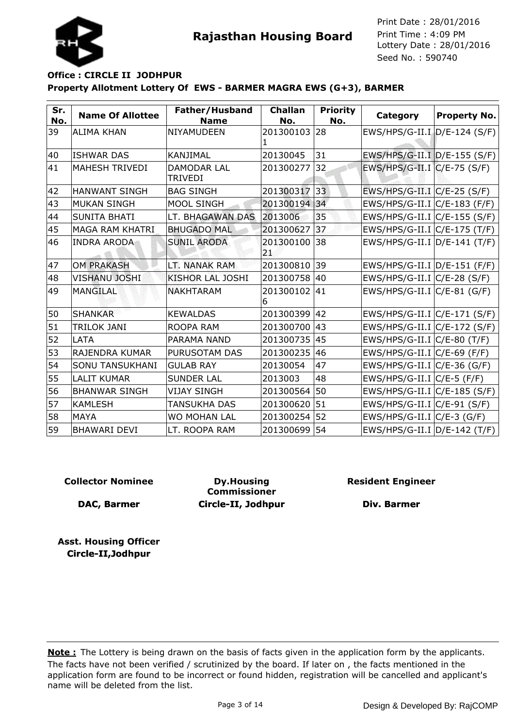# Rajasthan Housing Board

Print Date : 28/01/2016
Print Time : 4:09 PM
Lottery Date : 28/01/2016
Seed No. : 590740

**Office : CIRCLE II JODHPUR**

**Property Allotment Lottery Of EWS - BARMER MAGRA EWS (G+3), BARMER**

| Sr. No. | Name Of Allottee | Father/Husband Name | Challan No. | Priority No. | Category | Property No. |
|---|---|---|---|---|---|---|
| 39 | ALIMA KHAN | NIYAMUDEEN | 2013001031 | 28 | EWS/HPS/G-II.I | D/E-124 (S/F) |
| 40 | ISHWAR DAS | KANJIMAL | 20130045 | 31 | EWS/HPS/G-II.I | D/E-155 (S/F) |
| 41 | MAHESH TRIVEDI | DAMODAR LAL TRIVEDI | 201300277 | 32 | EWS/HPS/G-II.I | C/E-75 (S/F) |
| 42 | HANWANT SINGH | BAG SINGH | 201300317 | 33 | EWS/HPS/G-II.I | C/E-25 (S/F) |
| 43 | MUKAN SINGH | MOOL SINGH | 201300194 | 34 | EWS/HPS/G-II.I | C/E-183 (F/F) |
| 44 | SUNITA BHATI | LT. BHAGAWAN DAS | 2013006 | 35 | EWS/HPS/G-II.I | C/E-155 (S/F) |
| 45 | MAGA RAM KHATRI | BHUGADO MAL | 201300627 | 37 | EWS/HPS/G-II.I | C/E-175 (T/F) |
| 46 | INDRA ARODA | SUNIL ARODA | 20130010021 | 38 | EWS/HPS/G-II.I | D/E-141 (T/F) |
| 47 | OM PRAKASH | LT. NANAK RAM | 201300810 | 39 | EWS/HPS/G-II.I | D/E-151 (F/F) |
| 48 | VISHANU JOSHI | KISHOR LAL JOSHI | 201300758 | 40 | EWS/HPS/G-II.I | C/E-28 (S/F) |
| 49 | MANGILAL | NAKHTARAM | 2013001026 | 41 | EWS/HPS/G-II.I | C/E-81 (G/F) |
| 50 | SHANKAR | KEWALDAS | 201300399 | 42 | EWS/HPS/G-II.I | C/E-171 (S/F) |
| 51 | TRILOK JANI | ROOPA RAM | 201300700 | 43 | EWS/HPS/G-II.I | C/E-172 (S/F) |
| 52 | LATA | PARAMA NAND | 201300735 | 45 | EWS/HPS/G-II.I | C/E-80 (T/F) |
| 53 | RAJENDRA KUMAR | PURUSOTAM DAS | 201300235 | 46 | EWS/HPS/G-II.I | C/E-69 (F/F) |
| 54 | SONU TANSUKHANI | GULAB RAY | 20130054 | 47 | EWS/HPS/G-II.I | C/E-36 (G/F) |
| 55 | LALIT KUMAR | SUNDER LAL | 2013003 | 48 | EWS/HPS/G-II.I | C/E-5 (F/F) |
| 56 | BHANWAR SINGH | VIJAY SINGH | 201300564 | 50 | EWS/HPS/G-II.I | C/E-185 (S/F) |
| 57 | KAMLESH | TANSUKHA DAS | 201300620 | 51 | EWS/HPS/G-II.I | C/E-91 (S/F) |
| 58 | MAYA | WO MOHAN LAL | 201300254 | 52 | EWS/HPS/G-II.I | C/E-3 (G/F) |
| 59 | BHAWARI DEVI | LT. ROOPA RAM | 201300699 | 54 | EWS/HPS/G-II.I | D/E-142 (T/F) |

**Collector Nominee**

**DAC, Barmer**

**Dy.Housing Commissioner**

**Circle-II, Jodhpur**

**Resident Engineer**

**Div. Barmer**

**Asst. Housing Officer**
**Circle-II,Jodhpur**

**Note :** The Lottery is being drawn on the basis of facts given in the application form by the applicants. The facts have not been verified / scrutinized by the board. If later on , the facts mentioned in the application form are found to be incorrect or found hidden, registration will be cancelled and applicant's name will be deleted from the list.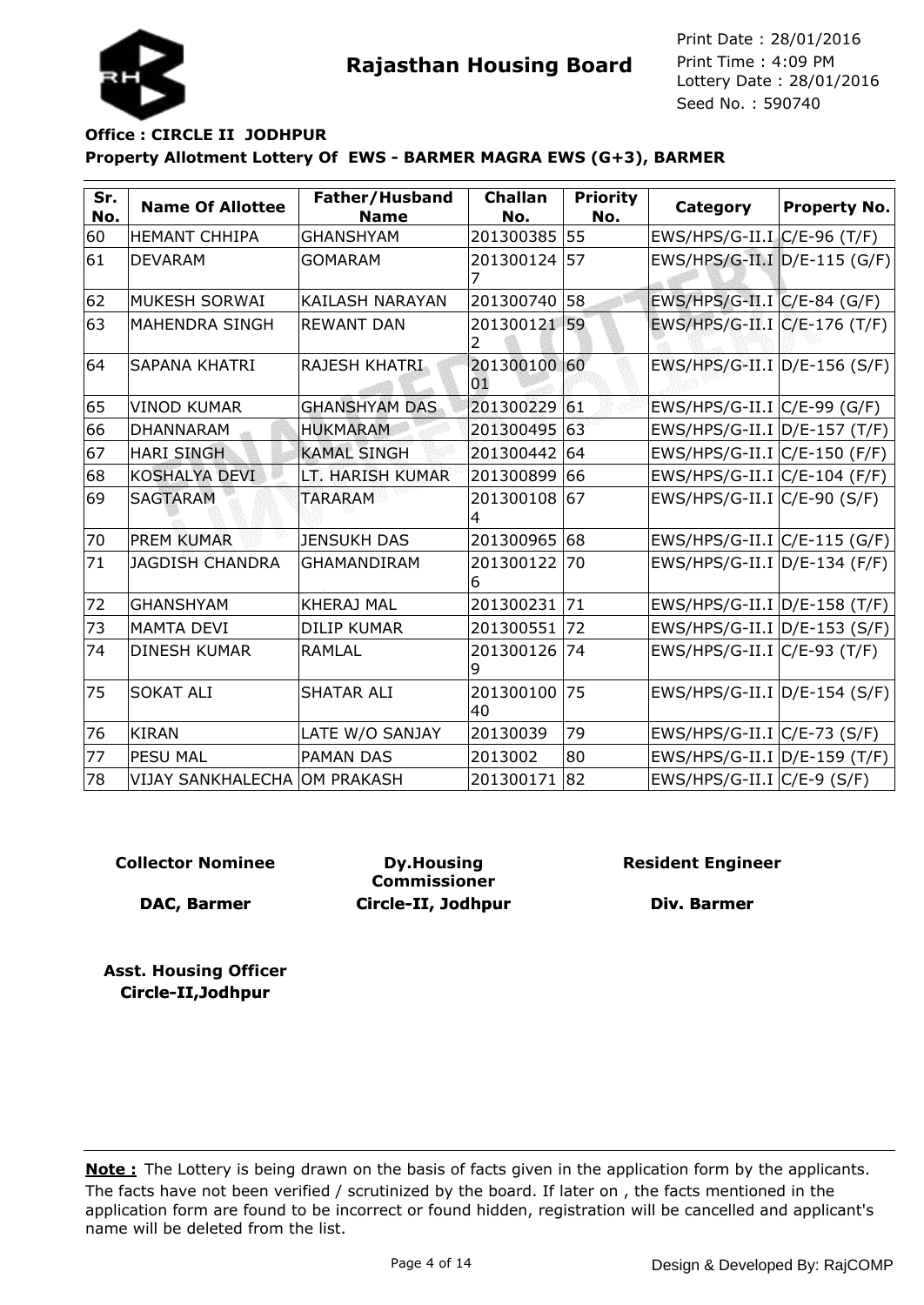**Rajasthan Housing Board**

Print Date : 28/01/2016
Print Time : 4:09 PM
Lottery Date : 28/01/2016
Seed No. : 590740

**Office : CIRCLE II JODHPUR**

**Property Allotment Lottery Of EWS - BARMER MAGRA EWS (G+3), BARMER**

| Sr. No. | Name Of Allottee | Father/Husband Name | Challan No. | Priority No. | Category | Property No. |
|---|---|---|---|---|---|---|
| 60 | HEMANT CHHIPA | GHANSHYAM | 201300385 | 55 | EWS/HPS/G-II.I | C/E-96 (T/F) |
| 61 | DEVARAM | GOMARAM | 2013001247 | 57 | EWS/HPS/G-II.I | D/E-115 (G/F) |
| 62 | MUKESH SORWAI | KAILASH NARAYAN | 201300740 | 58 | EWS/HPS/G-II.I | C/E-84 (G/F) |
| 63 | MAHENDRA SINGH | REWANT DAN | 2013001212 | 59 | EWS/HPS/G-II.I | C/E-176 (T/F) |
| 64 | SAPANA KHATRI | RAJESH KHATRI | 20130010001 | 60 | EWS/HPS/G-II.I | D/E-156 (S/F) |
| 65 | VINOD KUMAR | GHANSHYAM DAS | 201300229 | 61 | EWS/HPS/G-II.I | C/E-99 (G/F) |
| 66 | DHANNARAM | HUKMARAM | 201300495 | 63 | EWS/HPS/G-II.I | D/E-157 (T/F) |
| 67 | HARI SINGH | KAMAL SINGH | 201300442 | 64 | EWS/HPS/G-II.I | C/E-150 (F/F) |
| 68 | KOSHALYA DEVI | LT. HARISH KUMAR | 201300899 | 66 | EWS/HPS/G-II.I | C/E-104 (F/F) |
| 69 | SAGTARAM | TARARAM | 2013001084 | 67 | EWS/HPS/G-II.I | C/E-90 (S/F) |
| 70 | PREM KUMAR | JENSUKH DAS | 201300965 | 68 | EWS/HPS/G-II.I | C/E-115 (G/F) |
| 71 | JAGDISH CHANDRA | GHAMANDIRAM | 2013001226 | 70 | EWS/HPS/G-II.I | D/E-134 (F/F) |
| 72 | GHANSHYAM | KHERAJ MAL | 201300231 | 71 | EWS/HPS/G-II.I | D/E-158 (T/F) |
| 73 | MAMTA DEVI | DILIP KUMAR | 201300551 | 72 | EWS/HPS/G-II.I | D/E-153 (S/F) |
| 74 | DINESH KUMAR | RAMLAL | 2013001269 | 74 | EWS/HPS/G-II.I | C/E-93 (T/F) |
| 75 | SOKAT ALI | SHATAR ALI | 20130010040 | 75 | EWS/HPS/G-II.I | D/E-154 (S/F) |
| 76 | KIRAN | LATE W/O SANJAY | 20130039 | 79 | EWS/HPS/G-II.I | C/E-73 (S/F) |
| 77 | PESU MAL | PAMAN DAS | 2013002 | 80 | EWS/HPS/G-II.I | D/E-159 (T/F) |
| 78 | VIJAY SANKHALECHA | OM PRAKASH | 201300171 | 82 | EWS/HPS/G-II.I | C/E-9 (S/F) |

**Collector Nominee**
**DAC, Barmer**

**Dy.Housing Commissioner**
**Circle-II, Jodhpur**

**Resident Engineer**
**Div. Barmer**

**Asst. Housing Officer**
**Circle-II,Jodhpur**

**Note :** The Lottery is being drawn on the basis of facts given in the application form by the applicants. The facts have not been verified / scrutinized by the board. If later on , the facts mentioned in the application form are found to be incorrect or found hidden, registration will be cancelled and applicant's name will be deleted from the list.

Design & Developed By: RajCOMP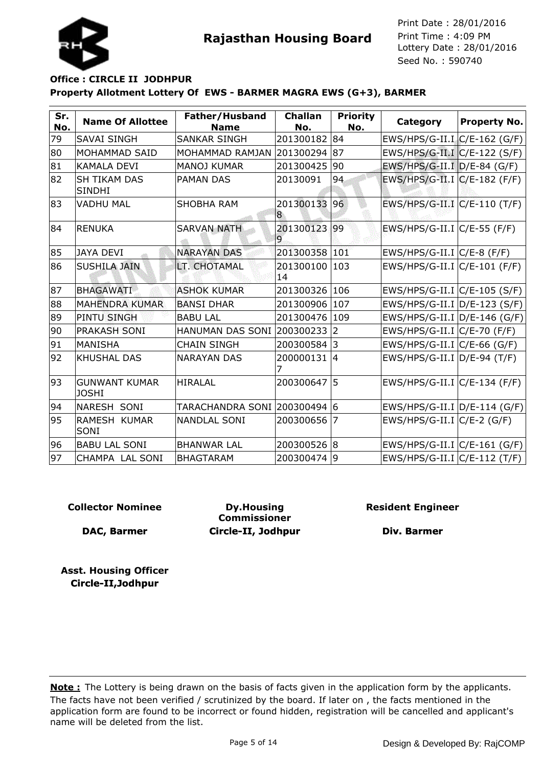**Rajasthan Housing Board**

Print Date : 28/01/2016
Print Time : 4:09 PM
Lottery Date : 28/01/2016
Seed No. : 590740

**Office : CIRCLE II JODHPUR**

**Property Allotment Lottery Of EWS - BARMER MAGRA EWS (G+3), BARMER**

| Sr. No. | Name Of Allottee | Father/Husband Name | Challan No. | Priority No. | Category | Property No. |
|---|---|---|---|---|---|---|
| 79 | SAVAI SINGH | SANKAR SINGH | 201300182 | 84 | EWS/HPS/G-II.I | C/E-162 (G/F) |
| 80 | MOHAMMAD SAID | MOHAMMAD RAMJAN | 201300294 | 87 | EWS/HPS/G-II.I | C/E-122 (S/F) |
| 81 | KAMALA DEVI | MANOJ KUMAR | 201300425 | 90 | EWS/HPS/G-II.I | D/E-84 (G/F) |
| 82 | SH TIKAM DAS SINDHI | PAMAN DAS | 20130091 | 94 | EWS/HPS/G-II.I | C/E-182 (F/F) |
| 83 | VADHU MAL | SHOBHA RAM | 2013001338 | 96 | EWS/HPS/G-II.I | C/E-110 (T/F) |
| 84 | RENUKA | SARVAN NATH | 2013001239 | 99 | EWS/HPS/G-II.I | C/E-55 (F/F) |
| 85 | JAYA DEVI | NARAYAN DAS | 201300358 | 101 | EWS/HPS/G-II.I | C/E-8 (F/F) |
| 86 | SUSHILA JAIN | LT. CHOTAMAL | 20130010014 | 103 | EWS/HPS/G-II.I | C/E-101 (F/F) |
| 87 | BHAGAWATI | ASHOK KUMAR | 201300326 | 106 | EWS/HPS/G-II.I | C/E-105 (S/F) |
| 88 | MAHENDRA KUMAR | BANSI DHAR | 201300906 | 107 | EWS/HPS/G-II.I | D/E-123 (S/F) |
| 89 | PINTU SINGH | BABU LAL | 201300476 | 109 | EWS/HPS/G-II.I | D/E-146 (G/F) |
| 90 | PRAKASH SONI | HANUMAN DAS SONI | 200300233 | 2 | EWS/HPS/G-II.I | C/E-70 (F/F) |
| 91 | MANISHA | CHAIN SINGH | 200300584 | 3 | EWS/HPS/G-II.I | C/E-66 (G/F) |
| 92 | KHUSHAL DAS | NARAYAN DAS | 2000001317 | 4 | EWS/HPS/G-II.I | D/E-94 (T/F) |
| 93 | GUNWANT KUMAR JOSHI | HIRALAL | 200300647 | 5 | EWS/HPS/G-II.I | C/E-134 (F/F) |
| 94 | NARESH SONI | TARACHANDRA SONI | 200300494 | 6 | EWS/HPS/G-II.I | D/E-114 (G/F) |
| 95 | RAMESH KUMAR SONI | NANDLAL SONI | 200300656 | 7 | EWS/HPS/G-II.I | C/E-2 (G/F) |
| 96 | BABU LAL SONI | BHANWAR LAL | 200300526 | 8 | EWS/HPS/G-II.I | C/E-161 (G/F) |
| 97 | CHAMPA LAL SONI | BHAGTARAM | 200300474 | 9 | EWS/HPS/G-II.I | C/E-112 (T/F) |

**Collector Nominee**
**DAC, Barmer**

**Dy.Housing Commissioner**
**Circle-II, Jodhpur**

**Resident Engineer**
**Div. Barmer**

**Asst. Housing Officer**
**Circle-II,Jodhpur**

**Note :** The Lottery is being drawn on the basis of facts given in the application form by the applicants. The facts have not been verified / scrutinized by the board. If later on , the facts mentioned in the application form are found to be incorrect or found hidden, registration will be cancelled and applicant's name will be deleted from the list.

Design & Developed By: RajCOMP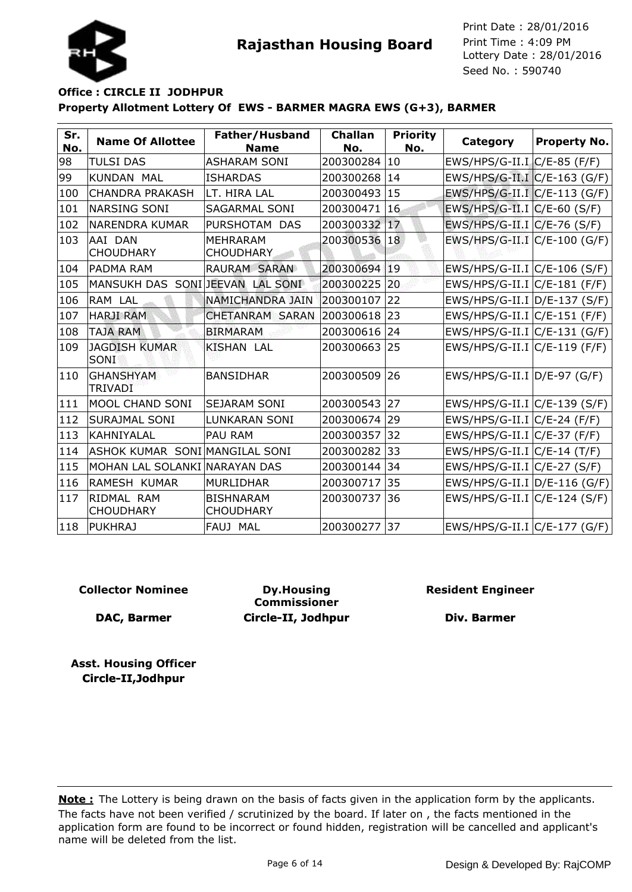## Rajasthan Housing Board

Print Date : 28/01/2016
Print Time : 4:09 PM
Lottery Date : 28/01/2016
Seed No. : 590740

**Office : CIRCLE II JODHPUR**

**Property Allotment Lottery Of EWS - BARMER MAGRA EWS (G+3), BARMER**

| Sr. No. | Name Of Allottee | Father/Husband Name | Challan No. | Priority No. | Category | Property No. |
|---|---|---|---|---|---|---|
| 98 | TULSI DAS | ASHARAM SONI | 200300284 | 10 | EWS/HPS/G-II.I | C/E-85 (F/F) |
| 99 | KUNDAN MAL | ISHARDAS | 200300268 | 14 | EWS/HPS/G-II.I | C/E-163 (G/F) |
| 100 | CHANDRA PRAKASH | LT. HIRA LAL | 200300493 | 15 | EWS/HPS/G-II.I | C/E-113 (G/F) |
| 101 | NARSING SONI | SAGARMAL SONI | 200300471 | 16 | EWS/HPS/G-II.I | C/E-60 (S/F) |
| 102 | NARENDRA KUMAR | PURSHOTAM DAS | 200300332 | 17 | EWS/HPS/G-II.I | C/E-76 (S/F) |
| 103 | AAI DAN CHOUDHARY | MEHRARAM CHOUDHARY | 200300536 | 18 | EWS/HPS/G-II.I | C/E-100 (G/F) |
| 104 | PADMA RAM | RAURAM SARAN | 200300694 | 19 | EWS/HPS/G-II.I | C/E-106 (S/F) |
| 105 | MANSUKH DAS SONI | JEEVAN LAL SONI | 200300225 | 20 | EWS/HPS/G-II.I | C/E-181 (F/F) |
| 106 | RAM LAL | NAMICHANDRA JAIN | 200300107 | 22 | EWS/HPS/G-II.I | D/E-137 (S/F) |
| 107 | HARJI RAM | CHETANRAM SARAN | 200300618 | 23 | EWS/HPS/G-II.I | C/E-151 (F/F) |
| 108 | TAJA RAM | BIRMARAM | 200300616 | 24 | EWS/HPS/G-II.I | C/E-131 (G/F) |
| 109 | JAGDISH KUMAR SONI | KISHAN LAL | 200300663 | 25 | EWS/HPS/G-II.I | C/E-119 (F/F) |
| 110 | GHANSHYAM TRIVADI | BANSIDHAR | 200300509 | 26 | EWS/HPS/G-II.I | D/E-97 (G/F) |
| 111 | MOOL CHAND SONI | SEJARAM SONI | 200300543 | 27 | EWS/HPS/G-II.I | C/E-139 (S/F) |
| 112 | SURAJMAL SONI | LUNKARAN SONI | 200300674 | 29 | EWS/HPS/G-II.I | C/E-24 (F/F) |
| 113 | KAHNIYALAL | PAU RAM | 200300357 | 32 | EWS/HPS/G-II.I | C/E-37 (F/F) |
| 114 | ASHOK KUMAR SONI | MANGILAL SONI | 200300282 | 33 | EWS/HPS/G-II.I | C/E-14 (T/F) |
| 115 | MOHAN LAL SOLANKI | NARAYAN DAS | 200300144 | 34 | EWS/HPS/G-II.I | C/E-27 (S/F) |
| 116 | RAMESH KUMAR | MURLIDHAR | 200300717 | 35 | EWS/HPS/G-II.I | D/E-116 (G/F) |
| 117 | RIDMAL RAM CHOUDHARY | BISHNARAM CHOUDHARY | 200300737 | 36 | EWS/HPS/G-II.I | C/E-124 (S/F) |
| 118 | PUKHRAJ | FAUJ MAL | 200300277 | 37 | EWS/HPS/G-II.I | C/E-177 (G/F) |

**Collector Nominee**
**DAC, Barmer**

**Dy.Housing Commissioner**
**Circle-II, Jodhpur**

**Resident Engineer**
**Div. Barmer**

**Asst. Housing Officer**
**Circle-II,Jodhpur**

**Note :** The Lottery is being drawn on the basis of facts given in the application form by the applicants. The facts have not been verified / scrutinized by the board. If later on , the facts mentioned in the application form are found to be incorrect or found hidden, registration will be cancelled and applicant's name will be deleted from the list.

Design & Developed By: RajCOMP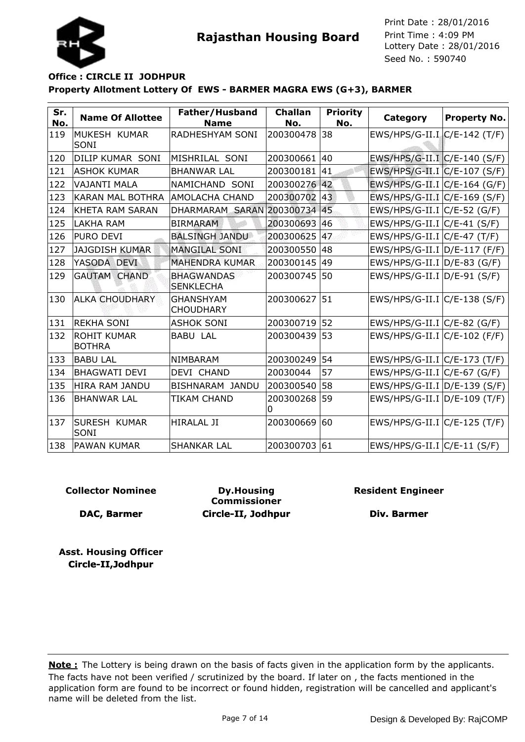**Rajasthan Housing Board**

Print Date : 28/01/2016
Print Time : 4:09 PM
Lottery Date : 28/01/2016
Seed No. : 590740

**Office : CIRCLE II JODHPUR**

**Property Allotment Lottery Of EWS - BARMER MAGRA EWS (G+3), BARMER**

| Sr. No. | Name Of Allottee | Father/Husband Name | Challan No. | Priority No. | Category | Property No. |
|---|---|---|---|---|---|---|
| 119 | MUKESH KUMAR SONI | RADHESHYAM SONI | 200300478 | 38 | EWS/HPS/G-II.I | C/E-142 (T/F) |
| 120 | DILIP KUMAR SONI | MISHRILAL SONI | 200300661 | 40 | EWS/HPS/G-II.I | C/E-140 (S/F) |
| 121 | ASHOK KUMAR | BHANWAR LAL | 200300181 | 41 | EWS/HPS/G-II.I | C/E-107 (S/F) |
| 122 | VAJANTI MALA | NAMICHAND SONI | 200300276 | 42 | EWS/HPS/G-II.I | C/E-164 (G/F) |
| 123 | KARAN MAL BOTHRA | AMOLACHA CHAND | 200300702 | 43 | EWS/HPS/G-II.I | C/E-169 (S/F) |
| 124 | KHETA RAM SARAN | DHARMARAM SARAN | 200300734 | 45 | EWS/HPS/G-II.I | C/E-52 (G/F) |
| 125 | LAKHA RAM | BIRMARAM | 200300693 | 46 | EWS/HPS/G-II.I | C/E-41 (S/F) |
| 126 | PURO DEVI | BALSINGH JANDU | 200300625 | 47 | EWS/HPS/G-II.I | C/E-47 (T/F) |
| 127 | JAJGDISH KUMAR | MANGILAL SONI | 200300550 | 48 | EWS/HPS/G-II.I | D/E-117 (F/F) |
| 128 | YASODA DEVI | MAHENDRA KUMAR | 200300145 | 49 | EWS/HPS/G-II.I | D/E-83 (G/F) |
| 129 | GAUTAM CHAND | BHAGWANDAS SENKLECHA | 200300745 | 50 | EWS/HPS/G-II.I | D/E-91 (S/F) |
| 130 | ALKA CHOUDHARY | GHANSHYAM CHOUDHARY | 200300627 | 51 | EWS/HPS/G-II.I | C/E-138 (S/F) |
| 131 | REKHA SONI | ASHOK SONI | 200300719 | 52 | EWS/HPS/G-II.I | C/E-82 (G/F) |
| 132 | ROHIT KUMAR BOTHRA | BABU LAL | 200300439 | 53 | EWS/HPS/G-II.I | C/E-102 (F/F) |
| 133 | BABU LAL | NIMBARAM | 200300249 | 54 | EWS/HPS/G-II.I | C/E-173 (T/F) |
| 134 | BHAGWATI DEVI | DEVI CHAND | 20030044 | 57 | EWS/HPS/G-II.I | C/E-67 (G/F) |
| 135 | HIRA RAM JANDU | BISHNARAM JANDU | 200300540 | 58 | EWS/HPS/G-II.I | D/E-139 (S/F) |
| 136 | BHANWAR LAL | TIKAM CHAND | 2003002680 | 59 | EWS/HPS/G-II.I | D/E-109 (T/F) |
| 137 | SURESH KUMAR SONI | HIRALAL JI | 200300669 | 60 | EWS/HPS/G-II.I | C/E-125 (T/F) |
| 138 | PAWAN KUMAR | SHANKAR LAL | 200300703 | 61 | EWS/HPS/G-II.I | C/E-11 (S/F) |

**Collector Nominee**

**DAC, Barmer**

**Dy.Housing Commissioner**

**Circle-II, Jodhpur**

**Resident Engineer**

**Div. Barmer**

**Asst. Housing Officer**
**Circle-II,Jodhpur**

**Note :** The Lottery is being drawn on the basis of facts given in the application form by the applicants. The facts have not been verified / scrutinized by the board. If later on , the facts mentioned in the application form are found to be incorrect or found hidden, registration will be cancelled and applicant's name will be deleted from the list.

Design & Developed By: RajCOMP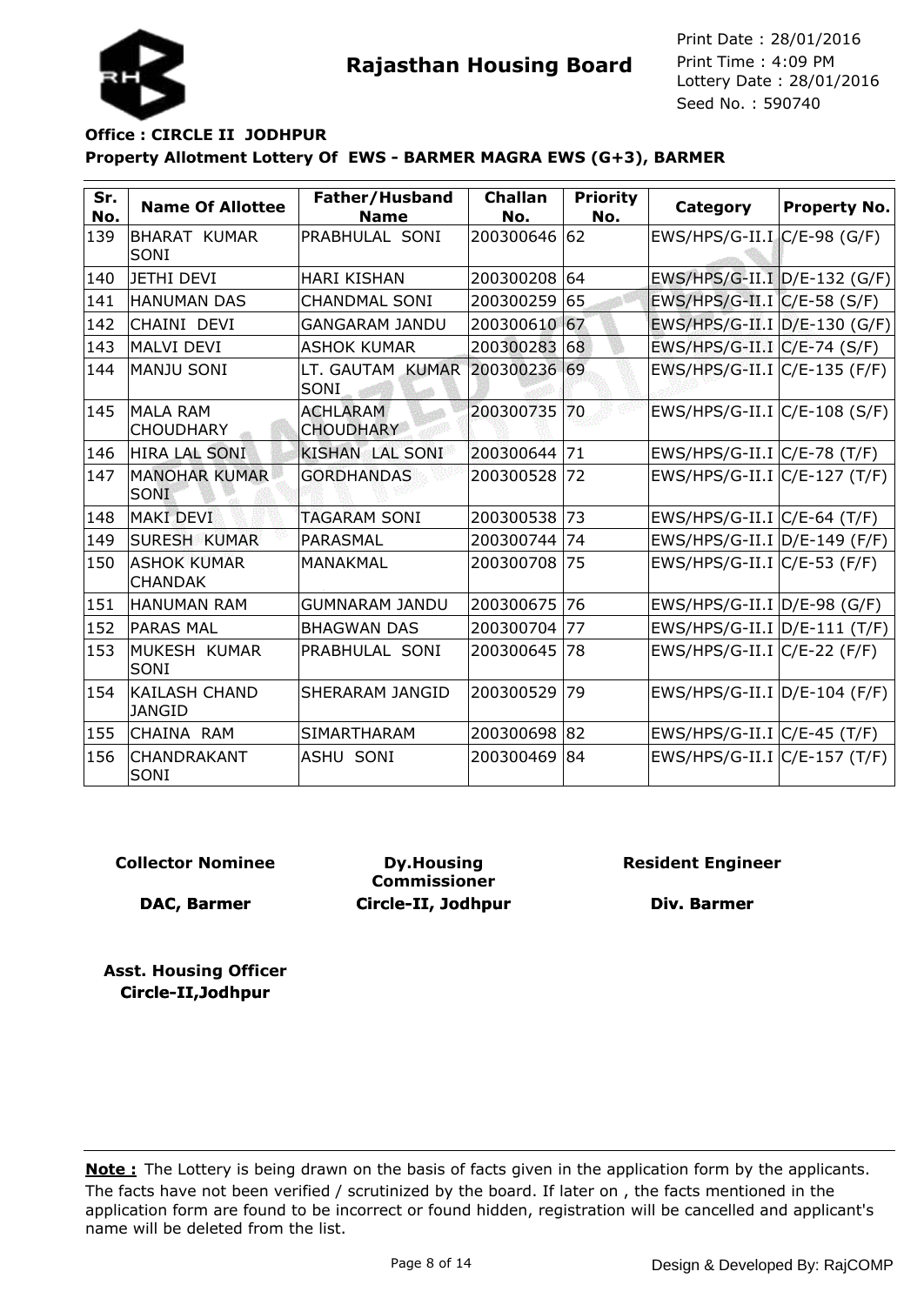Print Date : 28/01/2016
Print Time : 4:09 PM
Lottery Date : 28/01/2016
Seed No. : 590740

# Rajasthan Housing Board

**Office : CIRCLE II JODHPUR**

**Property Allotment Lottery Of EWS - BARMER MAGRA EWS (G+3), BARMER**

| Sr. No. | Name Of Allottee | Father/Husband Name | Challan No. | Priority No. | Category | Property No. |
|---|---|---|---|---|---|---|
| 139 | BHARAT KUMAR SONI | PRABHULAL SONI | 200300646 | 62 | EWS/HPS/G-II.I | C/E-98 (G/F) |
| 140 | JETHI DEVI | HARI KISHAN | 200300208 | 64 | EWS/HPS/G-II.I | D/E-132 (G/F) |
| 141 | HANUMAN DAS | CHANDMAL SONI | 200300259 | 65 | EWS/HPS/G-II.I | C/E-58 (S/F) |
| 142 | CHAINI DEVI | GANGARAM JANDU | 200300610 | 67 | EWS/HPS/G-II.I | D/E-130 (G/F) |
| 143 | MALVI DEVI | ASHOK KUMAR | 200300283 | 68 | EWS/HPS/G-II.I | C/E-74 (S/F) |
| 144 | MANJU SONI | LT. GAUTAM KUMAR SONI | 200300236 | 69 | EWS/HPS/G-II.I | C/E-135 (F/F) |
| 145 | MALA RAM CHOUDHARY | ACHLARAM CHOUDHARY | 200300735 | 70 | EWS/HPS/G-II.I | C/E-108 (S/F) |
| 146 | HIRA LAL SONI | KISHAN LAL SONI | 200300644 | 71 | EWS/HPS/G-II.I | C/E-78 (T/F) |
| 147 | MANOHAR KUMAR SONI | GORDHANDAS | 200300528 | 72 | EWS/HPS/G-II.I | C/E-127 (T/F) |
| 148 | MAKI DEVI | TAGARAM SONI | 200300538 | 73 | EWS/HPS/G-II.I | C/E-64 (T/F) |
| 149 | SURESH KUMAR | PARASMAL | 200300744 | 74 | EWS/HPS/G-II.I | D/E-149 (F/F) |
| 150 | ASHOK KUMAR CHANDAK | MANAKMAL | 200300708 | 75 | EWS/HPS/G-II.I | C/E-53 (F/F) |
| 151 | HANUMAN RAM | GUMNARAM JANDU | 200300675 | 76 | EWS/HPS/G-II.I | D/E-98 (G/F) |
| 152 | PARAS MAL | BHAGWAN DAS | 200300704 | 77 | EWS/HPS/G-II.I | D/E-111 (T/F) |
| 153 | MUKESH KUMAR SONI | PRABHULAL SONI | 200300645 | 78 | EWS/HPS/G-II.I | C/E-22 (F/F) |
| 154 | KAILASH CHAND JANGID | SHERARAM JANGID | 200300529 | 79 | EWS/HPS/G-II.I | D/E-104 (F/F) |
| 155 | CHAINA RAM | SIMARTHARAM | 200300698 | 82 | EWS/HPS/G-II.I | C/E-45 (T/F) |
| 156 | CHANDRAKANT SONI | ASHU SONI | 200300469 | 84 | EWS/HPS/G-II.I | C/E-157 (T/F) |

**Collector Nominee**

**DAC, Barmer**

**Dy.Housing Commissioner**

**Circle-II, Jodhpur**

**Resident Engineer**

**Div. Barmer**

**Asst. Housing Officer**
**Circle-II,Jodhpur**

**Note :** The Lottery is being drawn on the basis of facts given in the application form by the applicants. The facts have not been verified / scrutinized by the board. If later on , the facts mentioned in the application form are found to be incorrect or found hidden, registration will be cancelled and applicant's name will be deleted from the list.

Design & Developed By: RajCOMP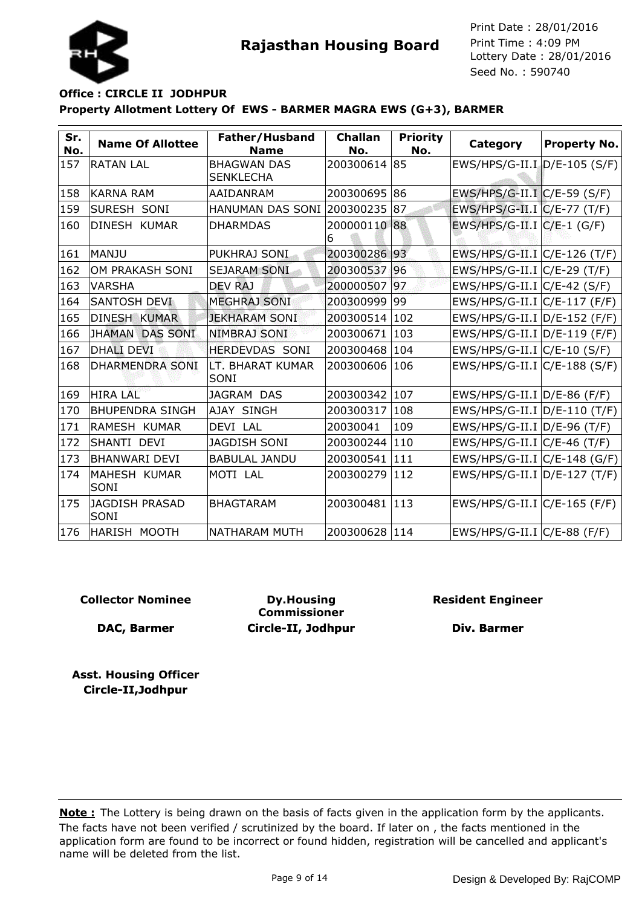**Rajasthan Housing Board**

Print Date : 28/01/2016
Print Time : 4:09 PM
Lottery Date : 28/01/2016
Seed No. : 590740

**Office : CIRCLE II JODHPUR**

**Property Allotment Lottery Of EWS - BARMER MAGRA EWS (G+3), BARMER**

| Sr. No. | Name Of Allottee | Father/Husband Name | Challan No. | Priority No. | Category | Property No. |
|---|---|---|---|---|---|---|
| 157 | RATAN LAL | BHAGWAN DAS SENKLECHA | 200300614 | 85 | EWS/HPS/G-II.I | D/E-105 (S/F) |
| 158 | KARNA RAM | AAIDANRAM | 200300695 | 86 | EWS/HPS/G-II.I | C/E-59 (S/F) |
| 159 | SURESH SONI | HANUMAN DAS SONI | 200300235 | 87 | EWS/HPS/G-II.I | C/E-77 (T/F) |
| 160 | DINESH KUMAR | DHARMDAS | 2000001106 | 88 | EWS/HPS/G-II.I | C/E-1 (G/F) |
| 161 | MANJU | PUKHRAJ SONI | 200300286 | 93 | EWS/HPS/G-II.I | C/E-126 (T/F) |
| 162 | OM PRAKASH SONI | SEJARAM SONI | 200300537 | 96 | EWS/HPS/G-II.I | C/E-29 (T/F) |
| 163 | VARSHA | DEV RAJ | 200000507 | 97 | EWS/HPS/G-II.I | C/E-42 (S/F) |
| 164 | SANTOSH DEVI | MEGHRAJ SONI | 200300999 | 99 | EWS/HPS/G-II.I | C/E-117 (F/F) |
| 165 | DINESH KUMAR | JEKHARAM SONI | 200300514 | 102 | EWS/HPS/G-II.I | D/E-152 (F/F) |
| 166 | JHAMAN DAS SONI | NIMBRAJ SONI | 200300671 | 103 | EWS/HPS/G-II.I | D/E-119 (F/F) |
| 167 | DHALI DEVI | HERDEVDAS SONI | 200300468 | 104 | EWS/HPS/G-II.I | C/E-10 (S/F) |
| 168 | DHARMENDRA SONI | LT. BHARAT KUMAR SONI | 200300606 | 106 | EWS/HPS/G-II.I | C/E-188 (S/F) |
| 169 | HIRA LAL | JAGRAM DAS | 200300342 | 107 | EWS/HPS/G-II.I | D/E-86 (F/F) |
| 170 | BHUPENDRA SINGH | AJAY SINGH | 200300317 | 108 | EWS/HPS/G-II.I | D/E-110 (T/F) |
| 171 | RAMESH KUMAR | DEVI LAL | 20030041 | 109 | EWS/HPS/G-II.I | D/E-96 (T/F) |
| 172 | SHANTI DEVI | JAGDISH SONI | 200300244 | 110 | EWS/HPS/G-II.I | C/E-46 (T/F) |
| 173 | BHANWARI DEVI | BABULAL JANDU | 200300541 | 111 | EWS/HPS/G-II.I | C/E-148 (G/F) |
| 174 | MAHESH KUMAR SONI | MOTI LAL | 200300279 | 112 | EWS/HPS/G-II.I | D/E-127 (T/F) |
| 175 | JAGDISH PRASAD SONI | BHAGTARAM | 200300481 | 113 | EWS/HPS/G-II.I | C/E-165 (F/F) |
| 176 | HARISH MOOTH | NATHARAM MUTH | 200300628 | 114 | EWS/HPS/G-II.I | C/E-88 (F/F) |

**Collector Nominee** | **Dy.Housing Commissioner** | **Resident Engineer**

**DAC, Barmer** | **Circle-II, Jodhpur** | **Div. Barmer**

**Asst. Housing Officer**
**Circle-II,Jodhpur**

**Note :** The Lottery is being drawn on the basis of facts given in the application form by the applicants. The facts have not been verified / scrutinized by the board. If later on , the facts mentioned in the application form are found to be incorrect or found hidden, registration will be cancelled and applicant's name will be deleted from the list.

Design & Developed By: RajCOMP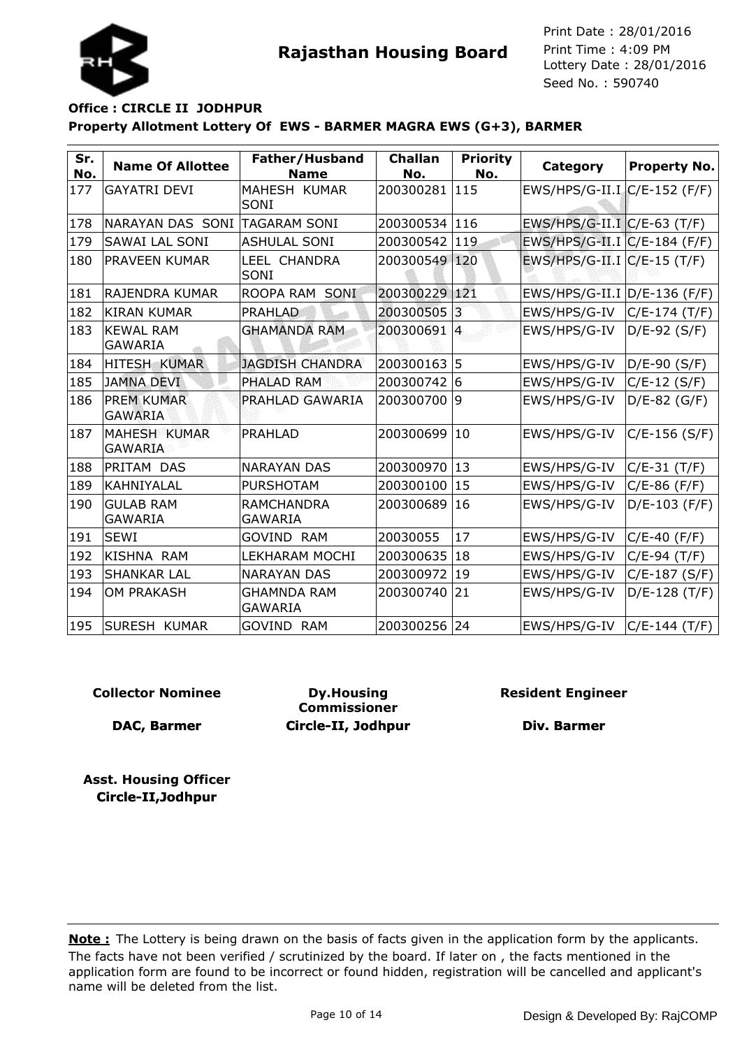**Rajasthan Housing Board**

Print Date : 28/01/2016
Print Time : 4:09 PM
Lottery Date : 28/01/2016
Seed No. : 590740

**Office : CIRCLE II JODHPUR**

**Property Allotment Lottery Of EWS - BARMER MAGRA EWS (G+3), BARMER**

| Sr. No. | Name Of Allottee | Father/Husband Name | Challan No. | Priority No. | Category | Property No. |
|---|---|---|---|---|---|---|
| 177 | GAYATRI DEVI | MAHESH KUMAR SONI | 200300281 | 115 | EWS/HPS/G-II.I | C/E-152 (F/F) |
| 178 | NARAYAN DAS SONI | TAGARAM SONI | 200300534 | 116 | EWS/HPS/G-II.I | C/E-63 (T/F) |
| 179 | SAWAI LAL SONI | ASHULAL SONI | 200300542 | 119 | EWS/HPS/G-II.I | C/E-184 (F/F) |
| 180 | PRAVEEN KUMAR | LEEL CHANDRA SONI | 200300549 | 120 | EWS/HPS/G-II.I | C/E-15 (T/F) |
| 181 | RAJENDRA KUMAR | ROOPA RAM SONI | 200300229 | 121 | EWS/HPS/G-II.I | D/E-136 (F/F) |
| 182 | KIRAN KUMAR | PRAHLAD | 200300505 | 3 | EWS/HPS/G-IV | C/E-174 (T/F) |
| 183 | KEWAL RAM GAWARIA | GHAMANDA RAM | 200300691 | 4 | EWS/HPS/G-IV | D/E-92 (S/F) |
| 184 | HITESH KUMAR | JAGDISH CHANDRA | 200300163 | 5 | EWS/HPS/G-IV | D/E-90 (S/F) |
| 185 | JAMNA DEVI | PHALAD RAM | 200300742 | 6 | EWS/HPS/G-IV | C/E-12 (S/F) |
| 186 | PREM KUMAR GAWARIA | PRAHLAD GAWARIA | 200300700 | 9 | EWS/HPS/G-IV | D/E-82 (G/F) |
| 187 | MAHESH KUMAR GAWARIA | PRAHLAD | 200300699 | 10 | EWS/HPS/G-IV | C/E-156 (S/F) |
| 188 | PRITAM DAS | NARAYAN DAS | 200300970 | 13 | EWS/HPS/G-IV | C/E-31 (T/F) |
| 189 | KAHNIYALAL | PURSHOTAM | 200300100 | 15 | EWS/HPS/G-IV | C/E-86 (F/F) |
| 190 | GULAB RAM GAWARIA | RAMCHANDRA GAWARIA | 200300689 | 16 | EWS/HPS/G-IV | D/E-103 (F/F) |
| 191 | SEWI | GOVIND RAM | 20030055 | 17 | EWS/HPS/G-IV | C/E-40 (F/F) |
| 192 | KISHNA RAM | LEKHARAM MOCHI | 200300635 | 18 | EWS/HPS/G-IV | C/E-94 (T/F) |
| 193 | SHANKAR LAL | NARAYAN DAS | 200300972 | 19 | EWS/HPS/G-IV | C/E-187 (S/F) |
| 194 | OM PRAKASH | GHAMNDA RAM GAWARIA | 200300740 | 21 | EWS/HPS/G-IV | D/E-128 (T/F) |
| 195 | SURESH KUMAR | GOVIND RAM | 200300256 | 24 | EWS/HPS/G-IV | C/E-144 (T/F) |

**Collector Nominee**

**DAC, Barmer**

**Dy.Housing Commissioner**

**Circle-II, Jodhpur**

**Resident Engineer**

**Div. Barmer**

**Asst. Housing Officer**
**Circle-II,Jodhpur**

**Note :** The Lottery is being drawn on the basis of facts given in the application form by the applicants. The facts have not been verified / scrutinized by the board. If later on , the facts mentioned in the application form are found to be incorrect or found hidden, registration will be cancelled and applicant's name will be deleted from the list.

Design & Developed By: RajCOMP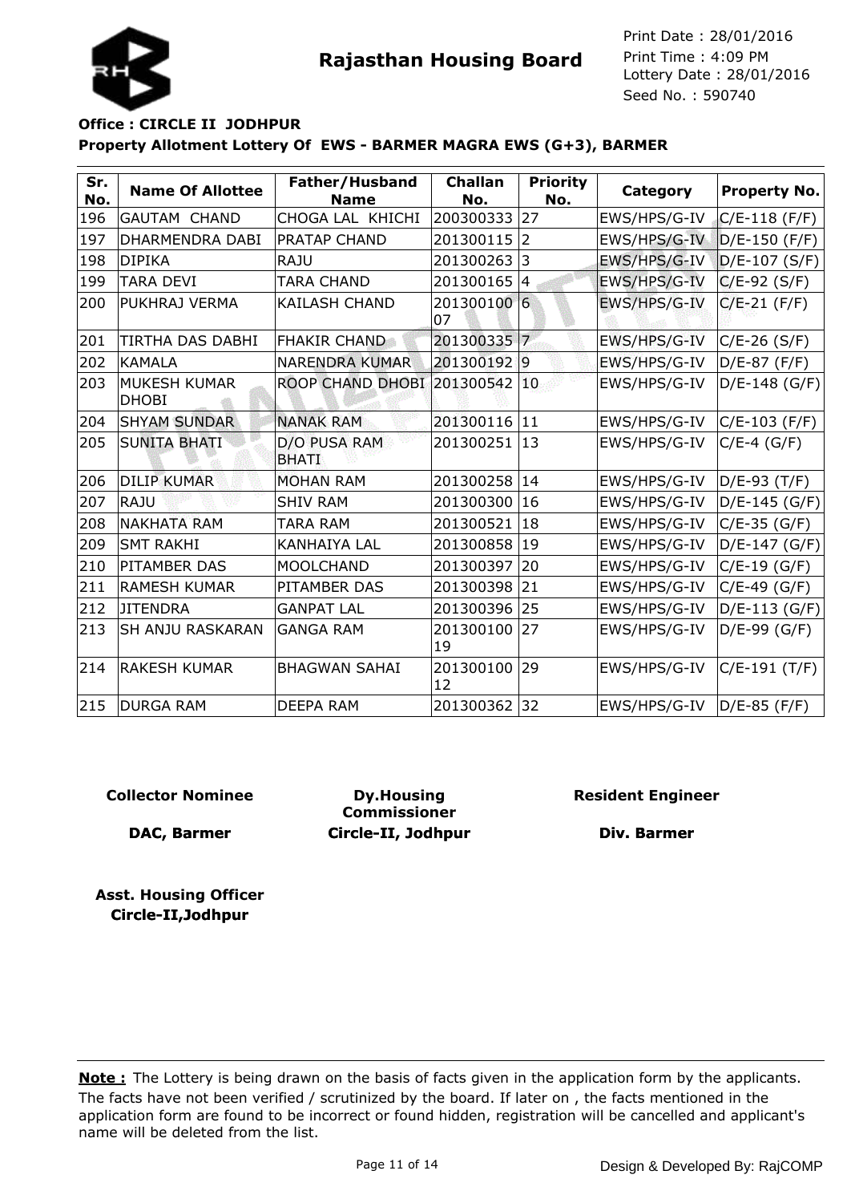# Rajasthan Housing Board

Print Date : 28/01/2016
Print Time : 4:09 PM
Lottery Date : 28/01/2016
Seed No. : 590740

**Office : CIRCLE II JODHPUR**

**Property Allotment Lottery Of EWS - BARMER MAGRA EWS (G+3), BARMER**

| Sr. No. | Name Of Allottee | Father/Husband Name | Challan No. | Priority No. | Category | Property No. |
|---|---|---|---|---|---|---|
| 196 | GAUTAM CHAND | CHOGA LAL KHICHI | 200300333 | 27 | EWS/HPS/G-IV | C/E-118 (F/F) |
| 197 | DHARMENDRA DABI | PRATAP CHAND | 201300115 | 2 | EWS/HPS/G-IV | D/E-150 (F/F) |
| 198 | DIPIKA | RAJU | 201300263 | 3 | EWS/HPS/G-IV | D/E-107 (S/F) |
| 199 | TARA DEVI | TARA CHAND | 201300165 | 4 | EWS/HPS/G-IV | C/E-92 (S/F) |
| 200 | PUKHRAJ VERMA | KAILASH CHAND | 20130010007 | 6 | EWS/HPS/G-IV | C/E-21 (F/F) |
| 201 | TIRTHA DAS DABHI | FHAKIR CHAND | 201300335 | 7 | EWS/HPS/G-IV | C/E-26 (S/F) |
| 202 | KAMALA | NARENDRA KUMAR | 201300192 | 9 | EWS/HPS/G-IV | D/E-87 (F/F) |
| 203 | MUKESH KUMAR DHOBI | ROOP CHAND DHOBI | 201300542 | 10 | EWS/HPS/G-IV | D/E-148 (G/F) |
| 204 | SHYAM SUNDAR | NANAK RAM | 201300116 | 11 | EWS/HPS/G-IV | C/E-103 (F/F) |
| 205 | SUNITA BHATI | D/O PUSA RAM BHATI | 201300251 | 13 | EWS/HPS/G-IV | C/E-4 (G/F) |
| 206 | DILIP KUMAR | MOHAN RAM | 201300258 | 14 | EWS/HPS/G-IV | D/E-93 (T/F) |
| 207 | RAJU | SHIV RAM | 201300300 | 16 | EWS/HPS/G-IV | D/E-145 (G/F) |
| 208 | NAKHATA RAM | TARA RAM | 201300521 | 18 | EWS/HPS/G-IV | C/E-35 (G/F) |
| 209 | SMT RAKHI | KANHAIYA LAL | 201300858 | 19 | EWS/HPS/G-IV | D/E-147 (G/F) |
| 210 | PITAMBER DAS | MOOLCHAND | 201300397 | 20 | EWS/HPS/G-IV | C/E-19 (G/F) |
| 211 | RAMESH KUMAR | PITAMBER DAS | 201300398 | 21 | EWS/HPS/G-IV | C/E-49 (G/F) |
| 212 | JITENDRA | GANPAT LAL | 201300396 | 25 | EWS/HPS/G-IV | D/E-113 (G/F) |
| 213 | SH ANJU RASKARAN | GANGA RAM | 20130010019 | 27 | EWS/HPS/G-IV | D/E-99 (G/F) |
| 214 | RAKESH KUMAR | BHAGWAN SAHAI | 20130010012 | 29 | EWS/HPS/G-IV | C/E-191 (T/F) |
| 215 | DURGA RAM | DEEPA RAM | 201300362 | 32 | EWS/HPS/G-IV | D/E-85 (F/F) |

**Collector Nominee**

**DAC, Barmer**

**Dy.Housing Commissioner**

**Circle-II, Jodhpur**

**Resident Engineer**

**Div. Barmer**

**Asst. Housing Officer**
**Circle-II,Jodhpur**

**Note :** The Lottery is being drawn on the basis of facts given in the application form by the applicants. The facts have not been verified / scrutinized by the board. If later on , the facts mentioned in the application form are found to be incorrect or found hidden, registration will be cancelled and applicant's name will be deleted from the list.

Design & Developed By: RajCOMP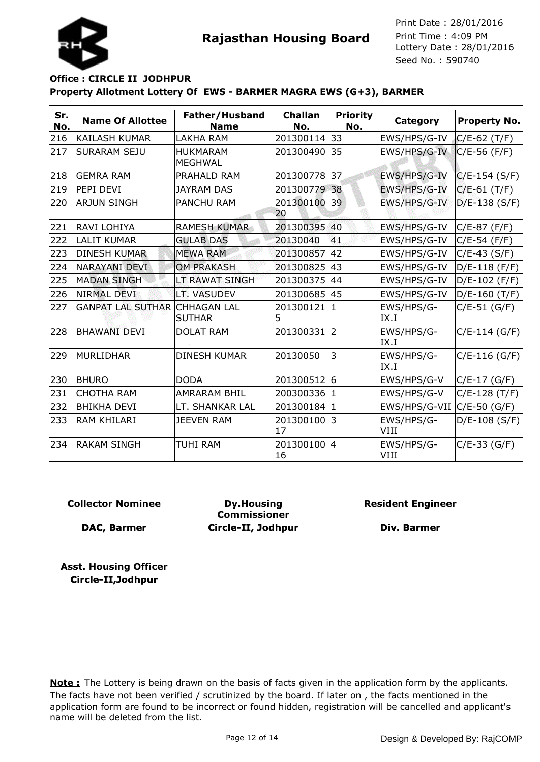# Rajasthan Housing Board

Print Date : 28/01/2016
Print Time : 4:09 PM
Lottery Date : 28/01/2016
Seed No. : 590740

**Office : CIRCLE II JODHPUR**

**Property Allotment Lottery Of EWS - BARMER MAGRA EWS (G+3), BARMER**

| Sr. No. | Name Of Allottee | Father/Husband Name | Challan No. | Priority No. | Category | Property No. |
|---|---|---|---|---|---|---|
| 216 | KAILASH KUMAR | LAKHA RAM | 201300114 | 33 | EWS/HPS/G-IV | C/E-62 (T/F) |
| 217 | SURARAM SEJU | HUKMARAM MEGHWAL | 201300490 | 35 | EWS/HPS/G-IV | C/E-56 (F/F) |
| 218 | GEMRA RAM | PRAHALD RAM | 201300778 | 37 | EWS/HPS/G-IV | C/E-154 (S/F) |
| 219 | PEPI DEVI | JAYRAM DAS | 201300779 | 38 | EWS/HPS/G-IV | C/E-61 (T/F) |
| 220 | ARJUN SINGH | PANCHU RAM | 20130010020 | 39 | EWS/HPS/G-IV | D/E-138 (S/F) |
| 221 | RAVI LOHIYA | RAMESH KUMAR | 201300395 | 40 | EWS/HPS/G-IV | C/E-87 (F/F) |
| 222 | LALIT KUMAR | GULAB DAS | 20130040 | 41 | EWS/HPS/G-IV | C/E-54 (F/F) |
| 223 | DINESH KUMAR | MEWA RAM | 201300857 | 42 | EWS/HPS/G-IV | C/E-43 (S/F) |
| 224 | NARAYANI DEVI | OM PRAKASH | 201300825 | 43 | EWS/HPS/G-IV | D/E-118 (F/F) |
| 225 | MADAN SINGH | LT RAWAT SINGH | 201300375 | 44 | EWS/HPS/G-IV | D/E-102 (F/F) |
| 226 | NIRMAL DEVI | LT. VASUDEV | 201300685 | 45 | EWS/HPS/G-IV | D/E-160 (T/F) |
| 227 | GANPAT LAL SUTHAR | CHHAGAN LAL SUTHAR | 2013001215 | 1 | EWS/HPS/G-IX.I | C/E-51 (G/F) |
| 228 | BHAWANI DEVI | DOLAT RAM | 201300331 | 2 | EWS/HPS/G-IX.I | C/E-114 (G/F) |
| 229 | MURLIDHAR | DINESH KUMAR | 20130050 | 3 | EWS/HPS/G-IX.I | C/E-116 (G/F) |
| 230 | BHURO | DODA | 201300512 | 6 | EWS/HPS/G-V | C/E-17 (G/F) |
| 231 | CHOTHA RAM | AMRARAM BHIL | 200300336 | 1 | EWS/HPS/G-V | C/E-128 (T/F) |
| 232 | BHIKHA DEVI | LT. SHANKAR LAL | 201300184 | 1 | EWS/HPS/G-VII | C/E-50 (G/F) |
| 233 | RAM KHILARI | JEEVEN RAM | 20130010017 | 3 | EWS/HPS/G-VIII | D/E-108 (S/F) |
| 234 | RAKAM SINGH | TUHI RAM | 20130010016 | 4 | EWS/HPS/G-VIII | C/E-33 (G/F) |

**Collector Nominee**
**DAC, Barmer**

**Dy.Housing Commissioner**
**Circle-II, Jodhpur**

**Resident Engineer**
**Div. Barmer**

**Asst. Housing Officer**
**Circle-II,Jodhpur**

**Note :** The Lottery is being drawn on the basis of facts given in the application form by the applicants. The facts have not been verified / scrutinized by the board. If later on , the facts mentioned in the application form are found to be incorrect or found hidden, registration will be cancelled and applicant's name will be deleted from the list.

Design & Developed By: RajCOMP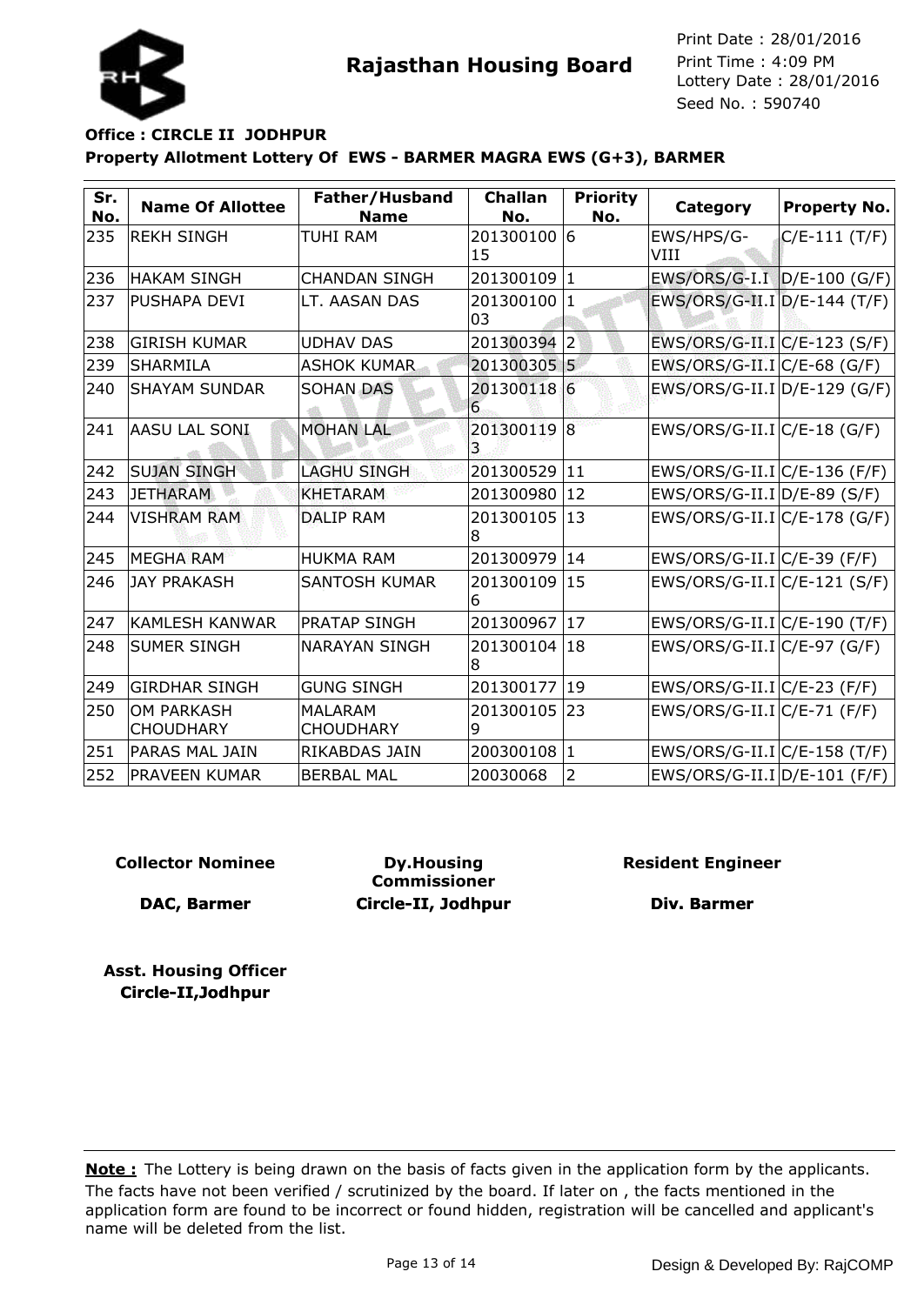Print Date : 28/01/2016
Print Time : 4:09 PM
Lottery Date : 28/01/2016
Seed No. : 590740

# Rajasthan Housing Board

**Office : CIRCLE II JODHPUR**

**Property Allotment Lottery Of EWS - BARMER MAGRA EWS (G+3), BARMER**

| Sr. No. | Name Of Allottee | Father/Husband Name | Challan No. | Priority No. | Category | Property No. |
|---|---|---|---|---|---|---|
| 235 | REKH SINGH | TUHI RAM | 20130010015 | 6 | EWS/HPS/G-VIII | C/E-111 (T/F) |
| 236 | HAKAM SINGH | CHANDAN SINGH | 201300109 | 1 | EWS/ORS/G-I.I | D/E-100 (G/F) |
| 237 | PUSHAPA DEVI | LT. AASAN DAS | 20130010003 | 1 | EWS/ORS/G-II.I | D/E-144 (T/F) |
| 238 | GIRISH KUMAR | UDHAV DAS | 201300394 | 2 | EWS/ORS/G-II.I | C/E-123 (S/F) |
| 239 | SHARMILA | ASHOK KUMAR | 201300305 | 5 | EWS/ORS/G-II.I | C/E-68 (G/F) |
| 240 | SHAYAM SUNDAR | SOHAN DAS | 2013001186 | 6 | EWS/ORS/G-II.I | D/E-129 (G/F) |
| 241 | AASU LAL SONI | MOHAN LAL | 2013001193 | 8 | EWS/ORS/G-II.I | C/E-18 (G/F) |
| 242 | SUJAN SINGH | LAGHU SINGH | 201300529 | 11 | EWS/ORS/G-II.I | C/E-136 (F/F) |
| 243 | JETHARAM | KHETARAM | 201300980 | 12 | EWS/ORS/G-II.I | D/E-89 (S/F) |
| 244 | VISHRAM RAM | DALIP RAM | 2013001058 | 13 | EWS/ORS/G-II.I | C/E-178 (G/F) |
| 245 | MEGHA RAM | HUKMA RAM | 201300979 | 14 | EWS/ORS/G-II.I | C/E-39 (F/F) |
| 246 | JAY PRAKASH | SANTOSH KUMAR | 2013001096 | 15 | EWS/ORS/G-II.I | C/E-121 (S/F) |
| 247 | KAMLESH KANWAR | PRATAP SINGH | 201300967 | 17 | EWS/ORS/G-II.I | C/E-190 (T/F) |
| 248 | SUMER SINGH | NARAYAN SINGH | 2013001048 | 18 | EWS/ORS/G-II.I | C/E-97 (G/F) |
| 249 | GIRDHAR SINGH | GUNG SINGH | 201300177 | 19 | EWS/ORS/G-II.I | C/E-23 (F/F) |
| 250 | OM PARKASH CHOUDHARY | MALARAM CHOUDHARY | 2013001059 | 23 | EWS/ORS/G-II.I | C/E-71 (F/F) |
| 251 | PARAS MAL JAIN | RIKABDAS JAIN | 200300108 | 1 | EWS/ORS/G-II.I | C/E-158 (T/F) |
| 252 | PRAVEEN KUMAR | BERBAL MAL | 20030068 | 2 | EWS/ORS/G-II.I | D/E-101 (F/F) |

**Collector Nominee**

**DAC, Barmer**

**Dy.Housing Commissioner**

**Circle-II, Jodhpur**

**Resident Engineer**

**Div. Barmer**

**Asst. Housing Officer**
**Circle-II,Jodhpur**

**Note :** The Lottery is being drawn on the basis of facts given in the application form by the applicants. The facts have not been verified / scrutinized by the board. If later on , the facts mentioned in the application form are found to be incorrect or found hidden, registration will be cancelled and applicant's name will be deleted from the list.

Design & Developed By: RajCOMP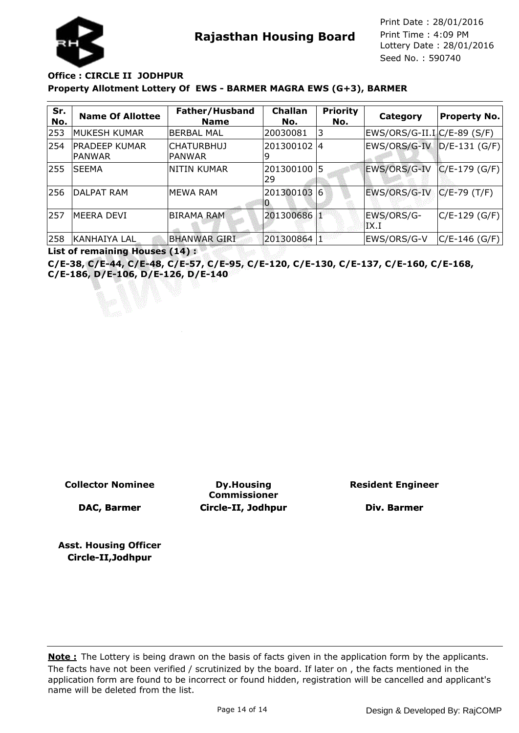# Rajasthan Housing Board

Print Date : 28/01/2016
Print Time : 4:09 PM
Lottery Date : 28/01/2016
Seed No. : 590740

**Office : CIRCLE II JODHPUR**

**Property Allotment Lottery Of EWS - BARMER MAGRA EWS (G+3), BARMER**

| Sr. No. | Name Of Allottee | Father/Husband Name | Challan No. | Priority No. | Category | Property No. |
|---|---|---|---|---|---|---|
| 253 | MUKESH KUMAR | BERBAL MAL | 20030081 | 3 | EWS/ORS/G-II.I | C/E-89 (S/F) |
| 254 | PRADEEP KUMAR PANWAR | CHATURBHUJ PANWAR | 2013001029 | 4 | EWS/ORS/G-IV | D/E-131 (G/F) |
| 255 | SEEMA | NITIN KUMAR | 20130010029 | 5 | EWS/ORS/G-IV | C/E-179 (G/F) |
| 256 | DALPAT RAM | MEWA RAM | 2013001030 | 6 | EWS/ORS/G-IV | C/E-79 (T/F) |
| 257 | MEERA DEVI | BIRAMA RAM | 201300686 | 1 | EWS/ORS/G-IX.I | C/E-129 (G/F) |
| 258 | KANHAIYA LAL | BHANWAR GIRI | 201300864 | 1 | EWS/ORS/G-V | C/E-146 (G/F) |

**List of remaining Houses (14) :**

**C/E-38, C/E-44, C/E-48, C/E-57, C/E-95, C/E-120, C/E-130, C/E-137, C/E-160, C/E-168, C/E-186, D/E-106, D/E-126, D/E-140**

| | | |
|---|---|---|
| **Collector Nominee** | **Dy.Housing Commissioner** | **Resident Engineer** |
| **DAC, Barmer** | **Circle-II, Jodhpur** | **Div. Barmer** |

**Asst. Housing Officer**
**Circle-II,Jodhpur**

**Note :** The Lottery is being drawn on the basis of facts given in the application form by the applicants. The facts have not been verified / scrutinized by the board. If later on , the facts mentioned in the application form are found to be incorrect or found hidden, registration will be cancelled and applicant's name will be deleted from the list.

Design & Developed By: RajCOMP